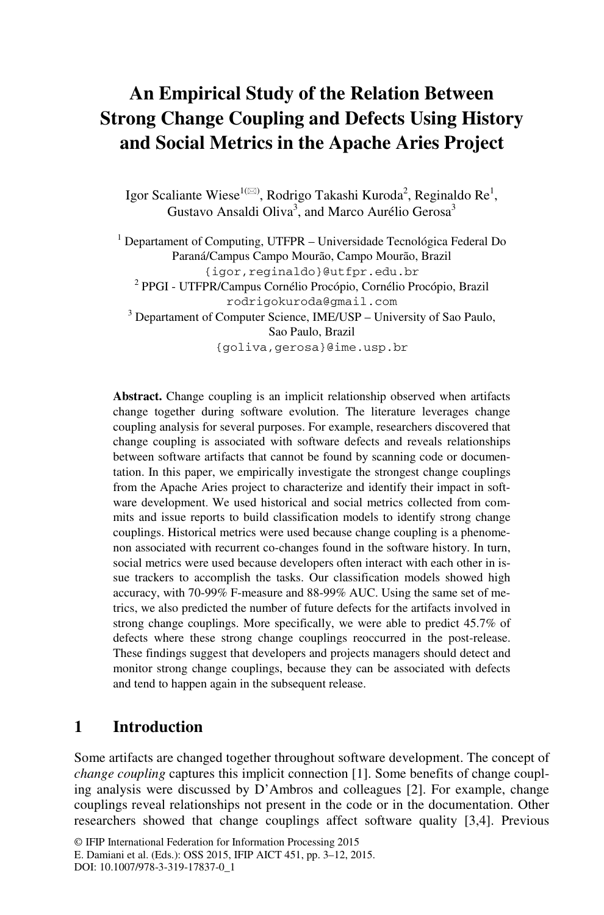# An Empirical Study of the Relation Between Strong Change Coupling and Defects Using History and Social Metrics in the Apache Aries Project

Igor Scaliante Wiese[1(✉)], Rodrigo Takashi Kuroda[2], Reginaldo Re[1], Gustavo Ansaldi Oliva[3], and Marco Aurélio Gerosa[3]

[1] Departament of Computing, UTFPR – Universidade Tecnológica Federal Do Paraná/Campus Campo Mourão, Campo Mourão, Brazil
{igor,reginaldo}@utfpr.edu.br

[2] PPGI - UTFPR/Campus Cornélio Procópio, Cornélio Procópio, Brazil
rodrigokuroda@gmail.com

[3] Departament of Computer Science, IME/USP – University of Sao Paulo, Sao Paulo, Brazil
{goliva,gerosa}@ime.usp.br

**Abstract.** Change coupling is an implicit relationship observed when artifacts change together during software evolution. The literature leverages change coupling analysis for several purposes. For example, researchers discovered that change coupling is associated with software defects and reveals relationships between software artifacts that cannot be found by scanning code or documentation. In this paper, we empirically investigate the strongest change couplings from the Apache Aries project to characterize and identify their impact in software development. We used historical and social metrics collected from commits and issue reports to build classification models to identify strong change couplings. Historical metrics were used because change coupling is a phenomenon associated with recurrent co-changes found in the software history. In turn, social metrics were used because developers often interact with each other in issue trackers to accomplish the tasks. Our classification models showed high accuracy, with 70-99% F-measure and 88-99% AUC. Using the same set of metrics, we also predicted the number of future defects for the artifacts involved in strong change couplings. More specifically, we were able to predict 45.7% of defects where these strong change couplings reoccurred in the post-release. These findings suggest that developers and projects managers should detect and monitor strong change couplings, because they can be associated with defects and tend to happen again in the subsequent release.

## 1 Introduction

Some artifacts are changed together throughout software development. The concept of *change coupling* captures this implicit connection [1]. Some benefits of change coupling analysis were discussed by D'Ambros and colleagues [2]. For example, change couplings reveal relationships not present in the code or in the documentation. Other researchers showed that change couplings affect software quality [3,4]. Previous

© IFIP International Federation for Information Processing 2015
E. Damiani et al. (Eds.): OSS 2015, IFIP AICT 451, pp. 3–12, 2015.
DOI: 10.1007/978-3-319-17837-0_1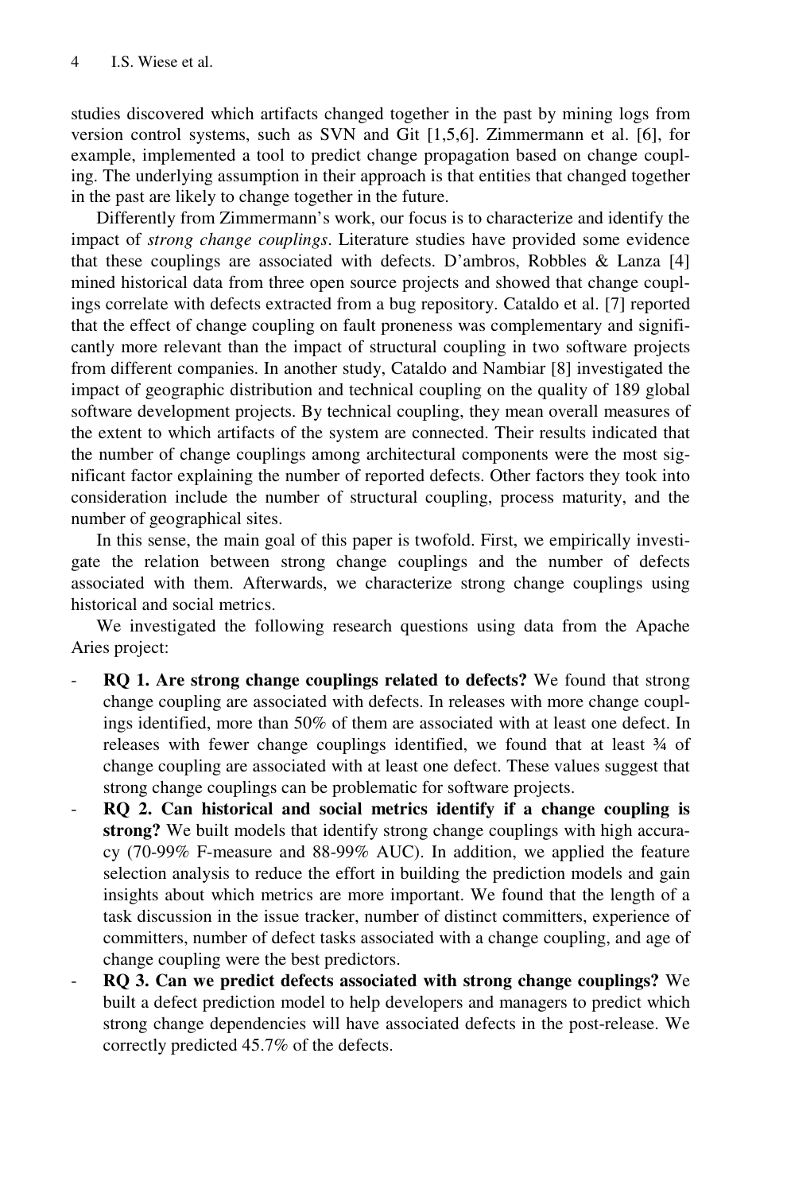studies discovered which artifacts changed together in the past by mining logs from version control systems, such as SVN and Git [1,5,6]. Zimmermann et al. [6], for example, implemented a tool to predict change propagation based on change coupling. The underlying assumption in their approach is that entities that changed together in the past are likely to change together in the future.

Differently from Zimmermann's work, our focus is to characterize and identify the impact of *strong change couplings*. Literature studies have provided some evidence that these couplings are associated with defects. D'ambros, Robbles & Lanza [4] mined historical data from three open source projects and showed that change couplings correlate with defects extracted from a bug repository. Cataldo et al. [7] reported that the effect of change coupling on fault proneness was complementary and significantly more relevant than the impact of structural coupling in two software projects from different companies. In another study, Cataldo and Nambiar [8] investigated the impact of geographic distribution and technical coupling on the quality of 189 global software development projects. By technical coupling, they mean overall measures of the extent to which artifacts of the system are connected. Their results indicated that the number of change couplings among architectural components were the most significant factor explaining the number of reported defects. Other factors they took into consideration include the number of structural coupling, process maturity, and the number of geographical sites.

In this sense, the main goal of this paper is twofold. First, we empirically investigate the relation between strong change couplings and the number of defects associated with them. Afterwards, we characterize strong change couplings using historical and social metrics.

We investigated the following research questions using data from the Apache Aries project:

- **RQ 1. Are strong change couplings related to defects?** We found that strong change coupling are associated with defects. In releases with more change couplings identified, more than 50% of them are associated with at least one defect. In releases with fewer change couplings identified, we found that at least ¾ of change coupling are associated with at least one defect. These values suggest that strong change couplings can be problematic for software projects.
- **RQ 2. Can historical and social metrics identify if a change coupling is strong?** We built models that identify strong change couplings with high accuracy (70-99% F-measure and 88-99% AUC). In addition, we applied the feature selection analysis to reduce the effort in building the prediction models and gain insights about which metrics are more important. We found that the length of a task discussion in the issue tracker, number of distinct committers, experience of committers, number of defect tasks associated with a change coupling, and age of change coupling were the best predictors.
- **RQ 3. Can we predict defects associated with strong change couplings?** We built a defect prediction model to help developers and managers to predict which strong change dependencies will have associated defects in the post-release. We correctly predicted 45.7% of the defects.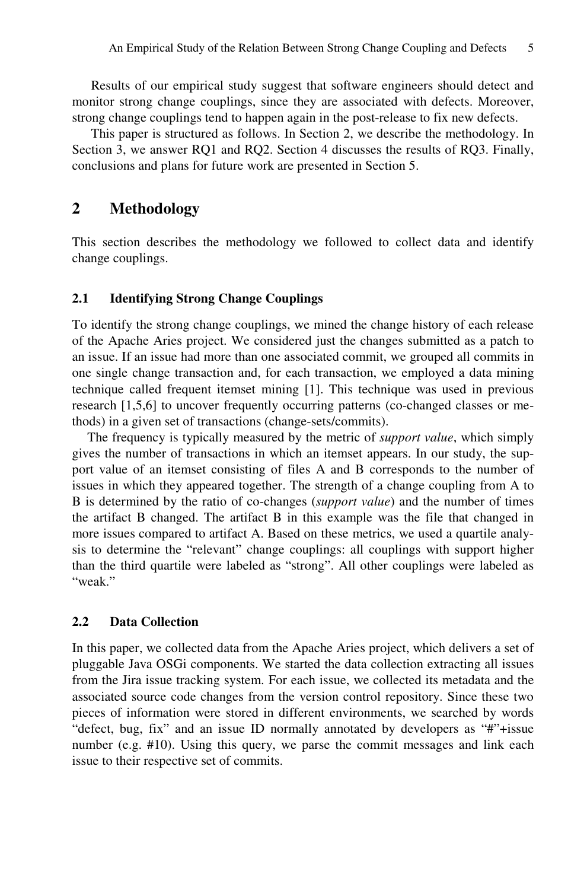Results of our empirical study suggest that software engineers should detect and monitor strong change couplings, since they are associated with defects. Moreover, strong change couplings tend to happen again in the post-release to fix new defects.

This paper is structured as follows. In Section 2, we describe the methodology. In Section 3, we answer RQ1 and RQ2. Section 4 discusses the results of RQ3. Finally, conclusions and plans for future work are presented in Section 5.

## 2 Methodology

This section describes the methodology we followed to collect data and identify change couplings.

### 2.1 Identifying Strong Change Couplings

To identify the strong change couplings, we mined the change history of each release of the Apache Aries project. We considered just the changes submitted as a patch to an issue. If an issue had more than one associated commit, we grouped all commits in one single change transaction and, for each transaction, we employed a data mining technique called frequent itemset mining [1]. This technique was used in previous research [1,5,6] to uncover frequently occurring patterns (co-changed classes or methods) in a given set of transactions (change-sets/commits).

The frequency is typically measured by the metric of *support value*, which simply gives the number of transactions in which an itemset appears. In our study, the support value of an itemset consisting of files A and B corresponds to the number of issues in which they appeared together. The strength of a change coupling from A to B is determined by the ratio of co-changes (*support value*) and the number of times the artifact B changed. The artifact B in this example was the file that changed in more issues compared to artifact A. Based on these metrics, we used a quartile analysis to determine the "relevant" change couplings: all couplings with support higher than the third quartile were labeled as "strong". All other couplings were labeled as "weak."

### 2.2 Data Collection

In this paper, we collected data from the Apache Aries project, which delivers a set of pluggable Java OSGi components. We started the data collection extracting all issues from the Jira issue tracking system. For each issue, we collected its metadata and the associated source code changes from the version control repository. Since these two pieces of information were stored in different environments, we searched by words "defect, bug, fix" and an issue ID normally annotated by developers as "#"+issue number (e.g. #10). Using this query, we parse the commit messages and link each issue to their respective set of commits.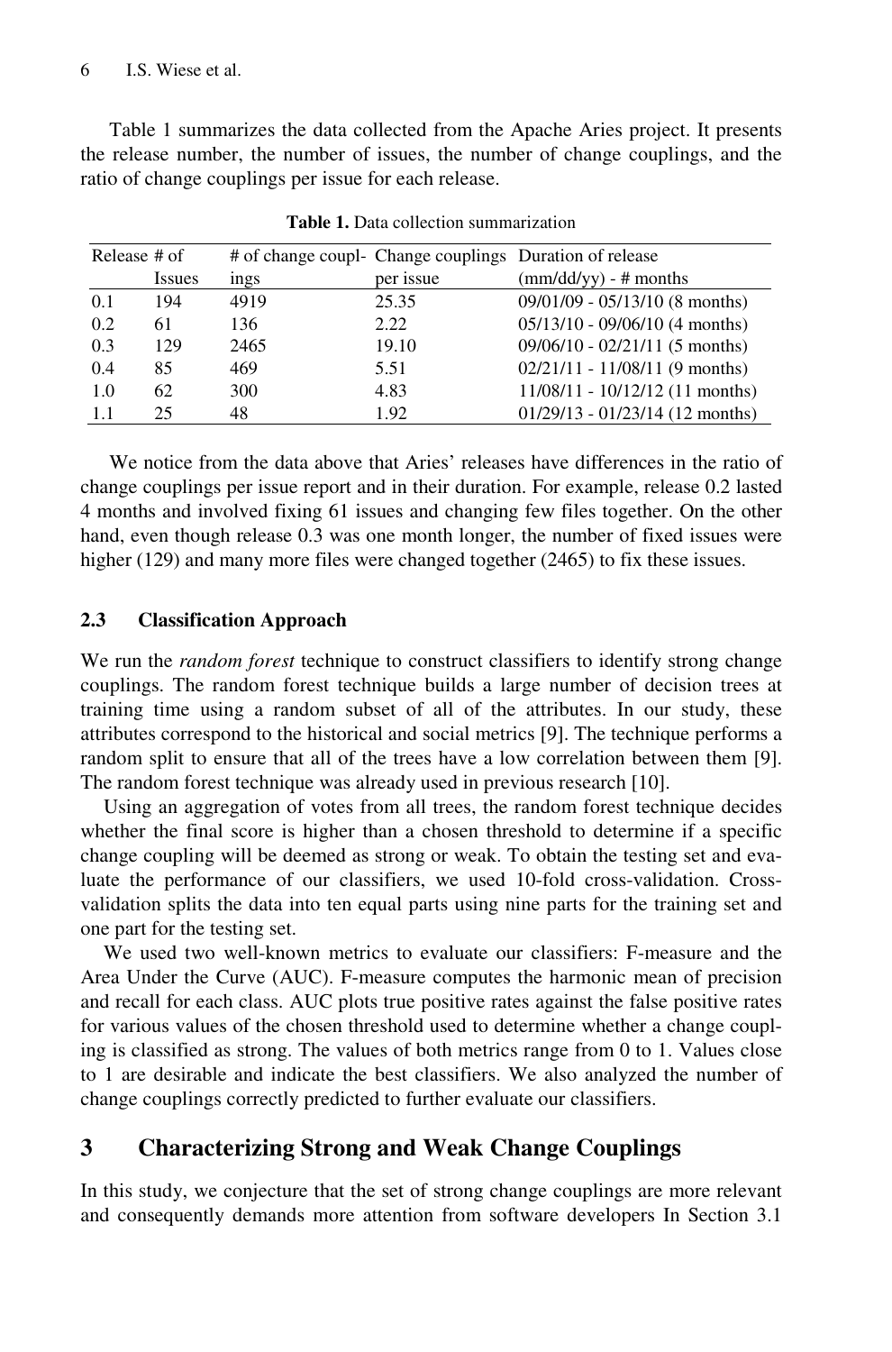Table 1 summarizes the data collected from the Apache Aries project. It presents the release number, the number of issues, the number of change couplings, and the ratio of change couplings per issue for each release.

**Table 1.** Data collection summarization

| Release | # of Issues | # of change couplings | Change couplings per issue | Duration of release (mm/dd/yy) - # months |
|---|---|---|---|---|
| 0.1 | 194 | 4919 | 25.35 | 09/01/09 - 05/13/10 (8 months) |
| 0.2 | 61 | 136 | 2.22 | 05/13/10 - 09/06/10 (4 months) |
| 0.3 | 129 | 2465 | 19.10 | 09/06/10 - 02/21/11 (5 months) |
| 0.4 | 85 | 469 | 5.51 | 02/21/11 - 11/08/11 (9 months) |
| 1.0 | 62 | 300 | 4.83 | 11/08/11 - 10/12/12 (11 months) |
| 1.1 | 25 | 48 | 1.92 | 01/29/13 - 01/23/14 (12 months) |

We notice from the data above that Aries' releases have differences in the ratio of change couplings per issue report and in their duration. For example, release 0.2 lasted 4 months and involved fixing 61 issues and changing few files together. On the other hand, even though release 0.3 was one month longer, the number of fixed issues were higher (129) and many more files were changed together (2465) to fix these issues.

### 2.3 Classification Approach

We run the *random forest* technique to construct classifiers to identify strong change couplings. The random forest technique builds a large number of decision trees at training time using a random subset of all of the attributes. In our study, these attributes correspond to the historical and social metrics [9]. The technique performs a random split to ensure that all of the trees have a low correlation between them [9]. The random forest technique was already used in previous research [10].

Using an aggregation of votes from all trees, the random forest technique decides whether the final score is higher than a chosen threshold to determine if a specific change coupling will be deemed as strong or weak. To obtain the testing set and evaluate the performance of our classifiers, we used 10-fold cross-validation. Cross-validation splits the data into ten equal parts using nine parts for the training set and one part for the testing set.

We used two well-known metrics to evaluate our classifiers: F-measure and the Area Under the Curve (AUC). F-measure computes the harmonic mean of precision and recall for each class. AUC plots true positive rates against the false positive rates for various values of the chosen threshold used to determine whether a change coupling is classified as strong. The values of both metrics range from 0 to 1. Values close to 1 are desirable and indicate the best classifiers. We also analyzed the number of change couplings correctly predicted to further evaluate our classifiers.

## 3 Characterizing Strong and Weak Change Couplings

In this study, we conjecture that the set of strong change couplings are more relevant and consequently demands more attention from software developers In Section 3.1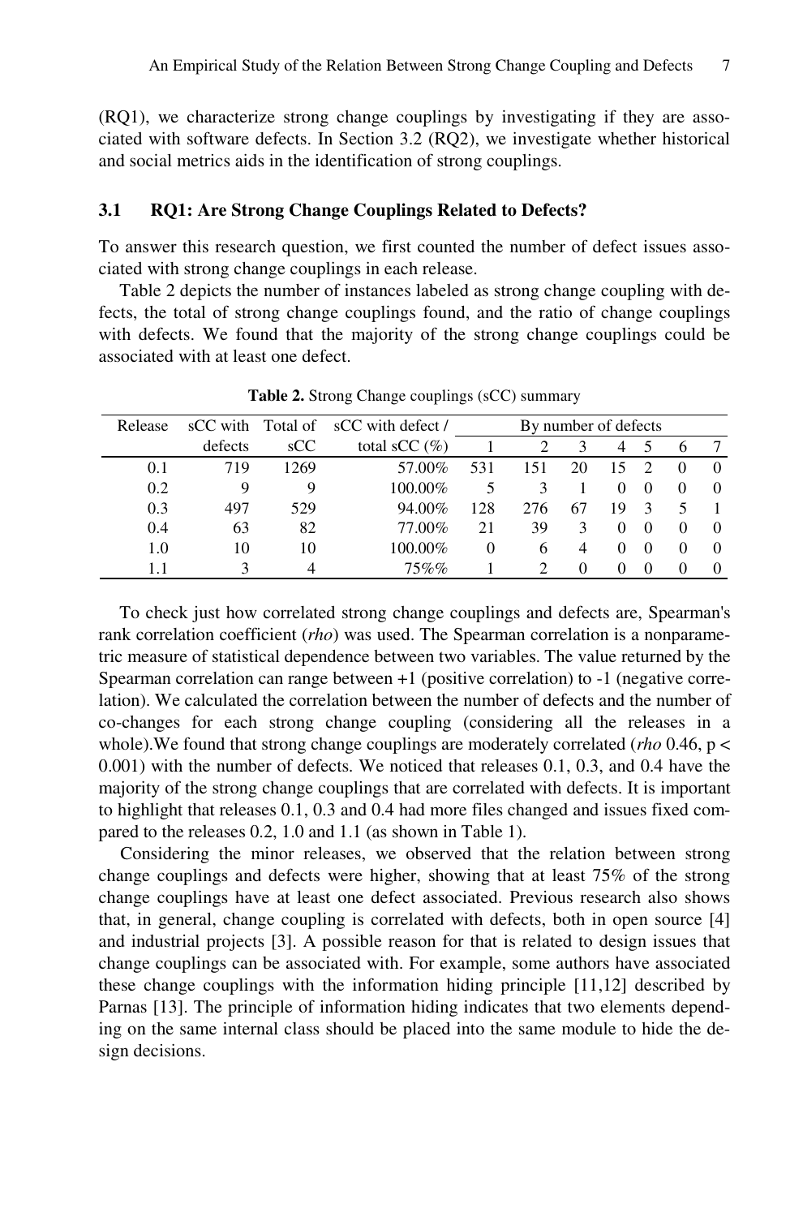(RQ1), we characterize strong change couplings by investigating if they are associated with software defects. In Section 3.2 (RQ2), we investigate whether historical and social metrics aids in the identification of strong couplings.

### 3.1 RQ1: Are Strong Change Couplings Related to Defects?

To answer this research question, we first counted the number of defect issues associated with strong change couplings in each release.

Table 2 depicts the number of instances labeled as strong change coupling with defects, the total of strong change couplings found, and the ratio of change couplings with defects. We found that the majority of the strong change couplings could be associated with at least one defect.

**Table 2.** Strong Change couplings (sCC) summary

| Release | sCC with defects | Total of sCC | sCC with defect / total sCC (%) | By number of defects | | | | | | |
|---|---|---|---|---|---|---|---|---|---|---|
| | | | | 1 | 2 | 3 | 4 | 5 | 6 | 7 |
| 0.1 | 719 | 1269 | 57.00% | 531 | 151 | 20 | 15 | 2 | 0 | 0 |
| 0.2 | 9 | 9 | 100.00% | 5 | 3 | 1 | 0 | 0 | 0 | 0 |
| 0.3 | 497 | 529 | 94.00% | 128 | 276 | 67 | 19 | 3 | 5 | 1 |
| 0.4 | 63 | 82 | 77.00% | 21 | 39 | 3 | 0 | 0 | 0 | 0 |
| 1.0 | 10 | 10 | 100.00% | 0 | 6 | 4 | 0 | 0 | 0 | 0 |
| 1.1 | 3 | 4 | 75%% | 1 | 2 | 0 | 0 | 0 | 0 | 0 |

To check just how correlated strong change couplings and defects are, Spearman's rank correlation coefficient (*rho*) was used. The Spearman correlation is a nonparametric measure of statistical dependence between two variables. The value returned by the Spearman correlation can range between +1 (positive correlation) to -1 (negative correlation). We calculated the correlation between the number of defects and the number of co-changes for each strong change coupling (considering all the releases in a whole).We found that strong change couplings are moderately correlated (*rho* 0.46, $p < 0.001$) with the number of defects. We noticed that releases 0.1, 0.3, and 0.4 have the majority of the strong change couplings that are correlated with defects. It is important to highlight that releases 0.1, 0.3 and 0.4 had more files changed and issues fixed compared to the releases 0.2, 1.0 and 1.1 (as shown in Table 1).

Considering the minor releases, we observed that the relation between strong change couplings and defects were higher, showing that at least 75% of the strong change couplings have at least one defect associated. Previous research also shows that, in general, change coupling is correlated with defects, both in open source [4] and industrial projects [3]. A possible reason for that is related to design issues that change couplings can be associated with. For example, some authors have associated these change couplings with the information hiding principle [11,12] described by Parnas [13]. The principle of information hiding indicates that two elements depending on the same internal class should be placed into the same module to hide the design decisions.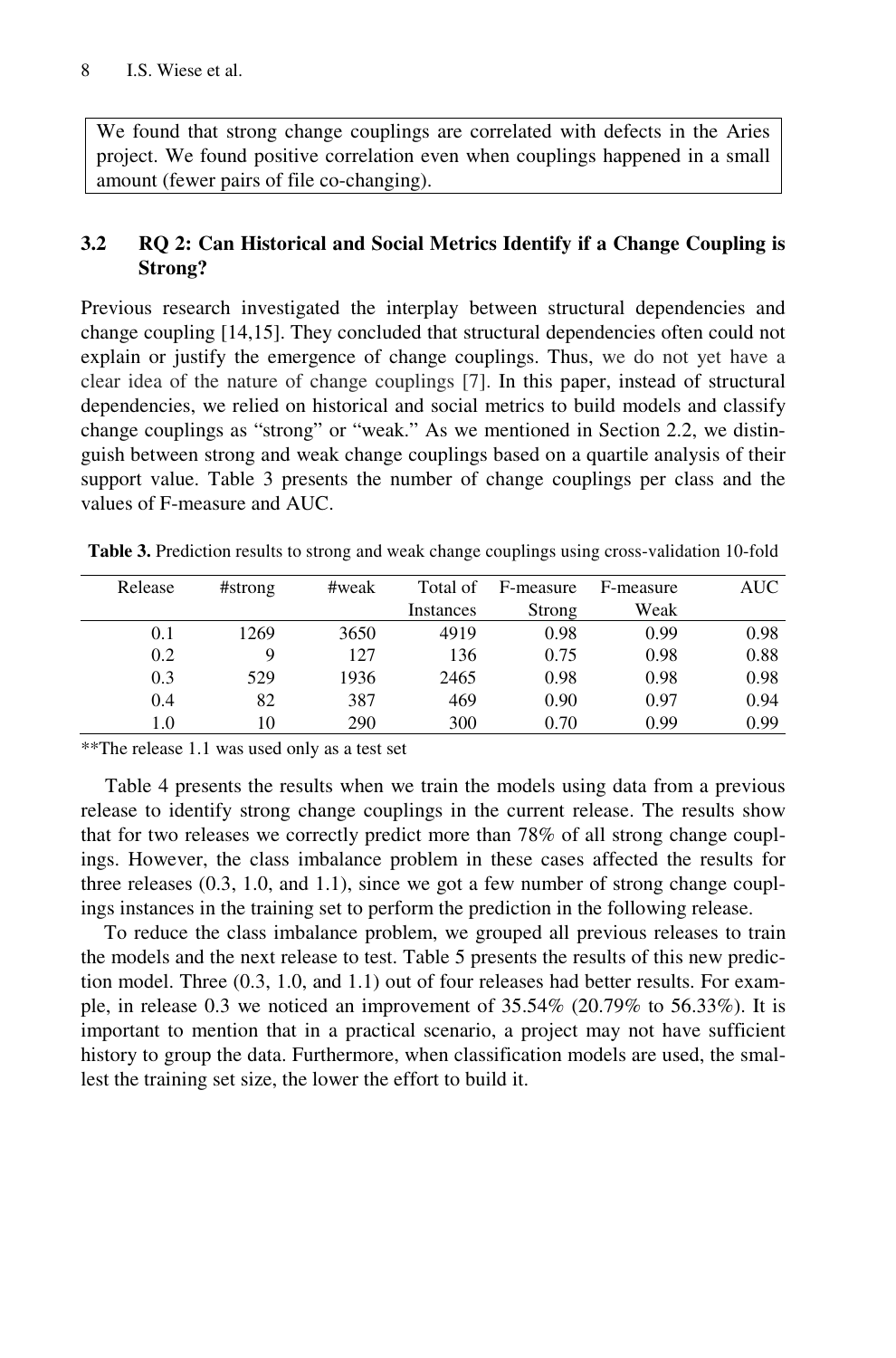We found that strong change couplings are correlated with defects in the Aries project. We found positive correlation even when couplings happened in a small amount (fewer pairs of file co-changing).

### 3.2 RQ 2: Can Historical and Social Metrics Identify if a Change Coupling is Strong?

Previous research investigated the interplay between structural dependencies and change coupling [14,15]. They concluded that structural dependencies often could not explain or justify the emergence of change couplings. Thus, we do not yet have a clear idea of the nature of change couplings [7]. In this paper, instead of structural dependencies, we relied on historical and social metrics to build models and classify change couplings as "strong" or "weak." As we mentioned in Section 2.2, we distinguish between strong and weak change couplings based on a quartile analysis of their support value. Table 3 presents the number of change couplings per class and the values of F-measure and AUC.

**Table 3.** Prediction results to strong and weak change couplings using cross-validation 10-fold

| Release | #strong | #weak | Total of Instances | F-measure Strong | F-measure Weak | AUC |
|---|---|---|---|---|---|---|
| 0.1 | 1269 | 3650 | 4919 | 0.98 | 0.99 | 0.98 |
| 0.2 | 9 | 127 | 136 | 0.75 | 0.98 | 0.88 |
| 0.3 | 529 | 1936 | 2465 | 0.98 | 0.98 | 0.98 |
| 0.4 | 82 | 387 | 469 | 0.90 | 0.97 | 0.94 |
| 1.0 | 10 | 290 | 300 | 0.70 | 0.99 | 0.99 |

**The release 1.1 was used only as a test set

Table 4 presents the results when we train the models using data from a previous release to identify strong change couplings in the current release. The results show that for two releases we correctly predict more than 78% of all strong change couplings. However, the class imbalance problem in these cases affected the results for three releases (0.3, 1.0, and 1.1), since we got a few number of strong change couplings instances in the training set to perform the prediction in the following release.

To reduce the class imbalance problem, we grouped all previous releases to train the models and the next release to test. Table 5 presents the results of this new prediction model. Three (0.3, 1.0, and 1.1) out of four releases had better results. For example, in release 0.3 we noticed an improvement of 35.54% (20.79% to 56.33%). It is important to mention that in a practical scenario, a project may not have sufficient history to group the data. Furthermore, when classification models are used, the smallest the training set size, the lower the effort to build it.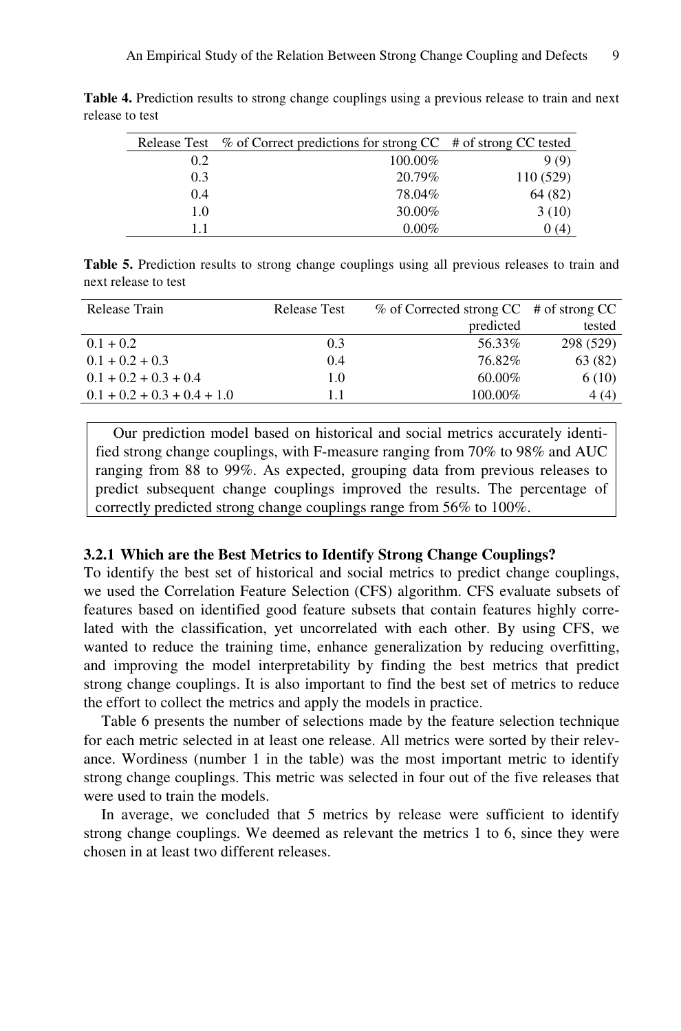**Table 4.** Prediction results to strong change couplings using a previous release to train and next release to test

| Release Test | % of Correct predictions for strong CC | # of strong CC tested |
|---|---|---|
| 0.2 | 100.00% | 9 (9) |
| 0.3 | 20.79% | 110 (529) |
| 0.4 | 78.04% | 64 (82) |
| 1.0 | 30.00% | 3 (10) |
| 1.1 | 0.00% | 0 (4) |

**Table 5.** Prediction results to strong change couplings using all previous releases to train and next release to test

| Release Train | Release Test | % of Corrected strong CC predicted | # of strong CC tested |
|---|---|---|---|
| 0.1 + 0.2 | 0.3 | 56.33% | 298 (529) |
| 0.1 + 0.2 + 0.3 | 0.4 | 76.82% | 63 (82) |
| 0.1 + 0.2 + 0.3 + 0.4 | 1.0 | 60.00% | 6 (10) |
| 0.1 + 0.2 + 0.3 + 0.4 + 1.0 | 1.1 | 100.00% | 4 (4) |

> Our prediction model based on historical and social metrics accurately identified strong change couplings, with F-measure ranging from 70% to 98% and AUC ranging from 88 to 99%. As expected, grouping data from previous releases to predict subsequent change couplings improved the results. The percentage of correctly predicted strong change couplings range from 56% to 100%.

### 3.2.1 Which are the Best Metrics to Identify Strong Change Couplings?

To identify the best set of historical and social metrics to predict change couplings, we used the Correlation Feature Selection (CFS) algorithm. CFS evaluate subsets of features based on identified good feature subsets that contain features highly correlated with the classification, yet uncorrelated with each other. By using CFS, we wanted to reduce the training time, enhance generalization by reducing overfitting, and improving the model interpretability by finding the best metrics that predict strong change couplings. It is also important to find the best set of metrics to reduce the effort to collect the metrics and apply the models in practice.

Table 6 presents the number of selections made by the feature selection technique for each metric selected in at least one release. All metrics were sorted by their relevance. Wordiness (number 1 in the table) was the most important metric to identify strong change couplings. This metric was selected in four out of the five releases that were used to train the models.

In average, we concluded that 5 metrics by release were sufficient to identify strong change couplings. We deemed as relevant the metrics 1 to 6, since they were chosen in at least two different releases.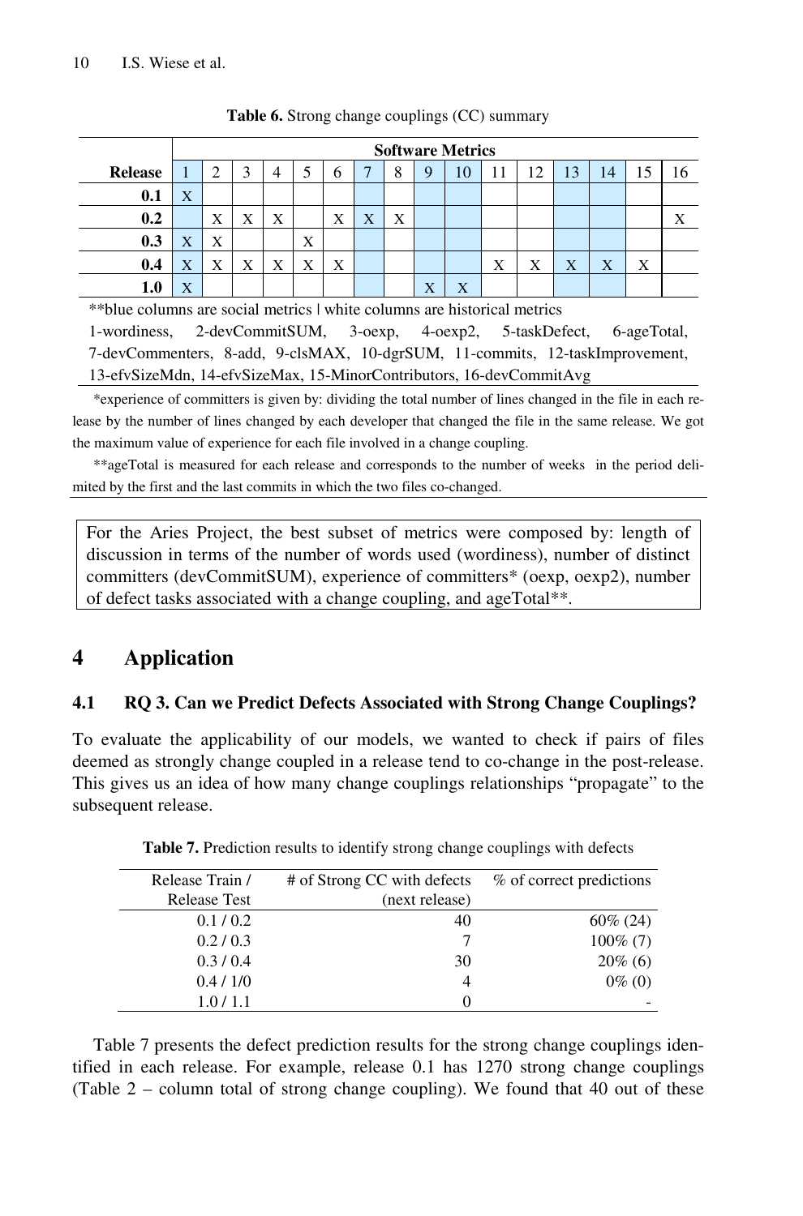**Table 6.** Strong change couplings (CC) summary

| Release | Software Metrics | | | | | | | | | | | | | | | |
|---|---|---|---|---|---|---|---|---|---|---|---|---|---|---|---|---|
| | 1 | 2 | 3 | 4 | 5 | 6 | 7 | 8 | 9 | 10 | 11 | 12 | 13 | 14 | 15 | 16 |
| **0.1** | X | | | | | | | | | | | | | | | |
| **0.2** | | X | X | X | | X | X | X | | | | | | | | X |
| **0.3** | X | X | | | X | | | | | | | | | | | |
| **0.4** | X | X | X | X | X | X | | | | | X | X | X | X | X | |
| **1.0** | X | | | | | | | | X | X | | | | | | |

**blue columns are social metrics | white columns are historical metrics

1-wordiness, 2-devCommitSUM, 3-oexp, 4-oexp2, 5-taskDefect, 6-ageTotal, 7-devCommenters, 8-add, 9-clsMAX, 10-dgrSUM, 11-commits, 12-taskImprovement, 13-efvSizeMdn, 14-efvSizeMax, 15-MinorContributors, 16-devCommitAvg

*experience of committers is given by: dividing the total number of lines changed in the file in each release by the number of lines changed by each developer that changed the file in the same release. We got the maximum value of experience for each file involved in a change coupling.

**ageTotal is measured for each release and corresponds to the number of weeks in the period delimited by the first and the last commits in which the two files co-changed.

> For the Aries Project, the best subset of metrics were composed by: length of discussion in terms of the number of words used (wordiness), number of distinct committers (devCommitSUM), experience of committers* (oexp, oexp2), number of defect tasks associated with a change coupling, and ageTotal**.

## 4 Application

### 4.1 RQ 3. Can we Predict Defects Associated with Strong Change Couplings?

To evaluate the applicability of our models, we wanted to check if pairs of files deemed as strongly change coupled in a release tend to co-change in the post-release. This gives us an idea of how many change couplings relationships "propagate" to the subsequent release.

**Table 7.** Prediction results to identify strong change couplings with defects

| Release Train / Release Test | # of Strong CC with defects (next release) | % of correct predictions |
|---|---|---|
| 0.1 / 0.2 | 40 | 60% (24) |
| 0.2 / 0.3 | 7 | 100% (7) |
| 0.3 / 0.4 | 30 | 20% (6) |
| 0.4 / 1/0 | 4 | 0% (0) |
| 1.0 / 1.1 | 0 | - |

Table 7 presents the defect prediction results for the strong change couplings identified in each release. For example, release 0.1 has 1270 strong change couplings (Table 2 – column total of strong change coupling). We found that 40 out of these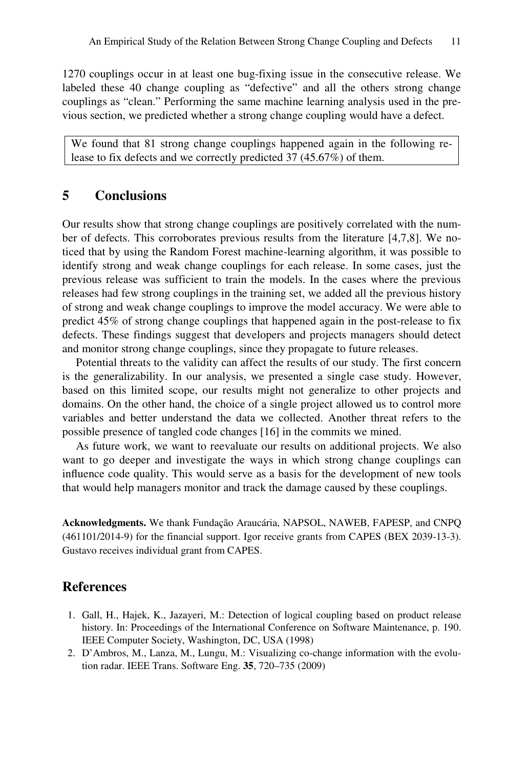1270 couplings occur in at least one bug-fixing issue in the consecutive release. We labeled these 40 change coupling as "defective" and all the others strong change couplings as "clean." Performing the same machine learning analysis used in the previous section, we predicted whether a strong change coupling would have a defect.

> We found that 81 strong change couplings happened again in the following release to fix defects and we correctly predicted 37 (45.67%) of them.

## 5 Conclusions

Our results show that strong change couplings are positively correlated with the number of defects. This corroborates previous results from the literature [4,7,8]. We noticed that by using the Random Forest machine-learning algorithm, it was possible to identify strong and weak change couplings for each release. In some cases, just the previous release was sufficient to train the models. In the cases where the previous releases had few strong couplings in the training set, we added all the previous history of strong and weak change couplings to improve the model accuracy. We were able to predict 45% of strong change couplings that happened again in the post-release to fix defects. These findings suggest that developers and projects managers should detect and monitor strong change couplings, since they propagate to future releases.

Potential threats to the validity can affect the results of our study. The first concern is the generalizability. In our analysis, we presented a single case study. However, based on this limited scope, our results might not generalize to other projects and domains. On the other hand, the choice of a single project allowed us to control more variables and better understand the data we collected. Another threat refers to the possible presence of tangled code changes [16] in the commits we mined.

As future work, we want to reevaluate our results on additional projects. We also want to go deeper and investigate the ways in which strong change couplings can influence code quality. This would serve as a basis for the development of new tools that would help managers monitor and track the damage caused by these couplings.

**Acknowledgments.** We thank Fundação Araucária, NAPSOL, NAWEB, FAPESP, and CNPQ (461101/2014-9) for the financial support. Igor receive grants from CAPES (BEX 2039-13-3). Gustavo receives individual grant from CAPES.

## References

1. Gall, H., Hajek, K., Jazayeri, M.: Detection of logical coupling based on product release history. In: Proceedings of the International Conference on Software Maintenance, p. 190. IEEE Computer Society, Washington, DC, USA (1998)
2. D'Ambros, M., Lanza, M., Lungu, M.: Visualizing co-change information with the evolution radar. IEEE Trans. Software Eng. **35**, 720–735 (2009)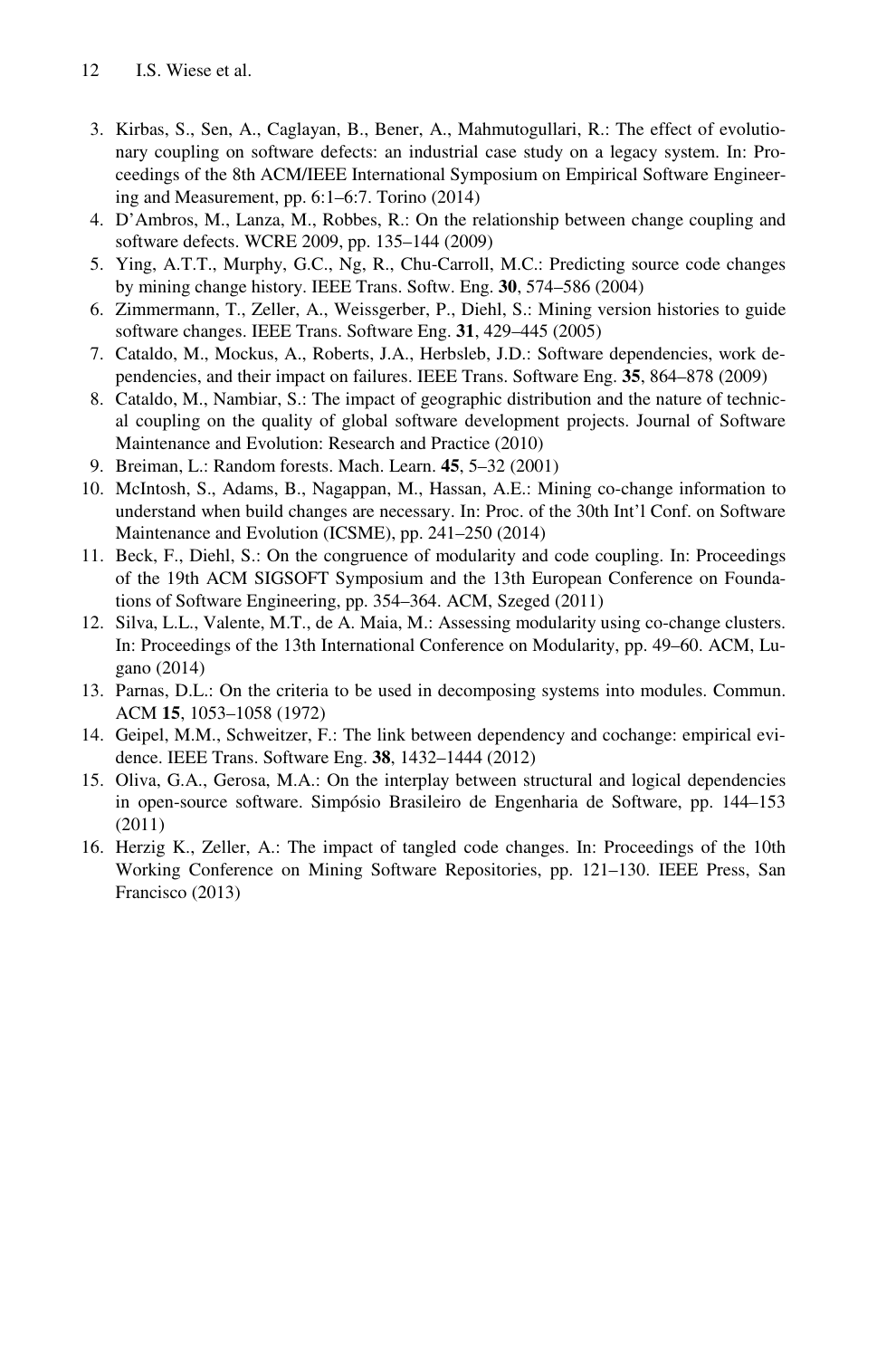3. Kirbas, S., Sen, A., Caglayan, B., Bener, A., Mahmutogullari, R.: The effect of evolutionary coupling on software defects: an industrial case study on a legacy system. In: Proceedings of the 8th ACM/IEEE International Symposium on Empirical Software Engineering and Measurement, pp. 6:1–6:7. Torino (2014)
4. D'Ambros, M., Lanza, M., Robbes, R.: On the relationship between change coupling and software defects. WCRE 2009, pp. 135–144 (2009)
5. Ying, A.T.T., Murphy, G.C., Ng, R., Chu-Carroll, M.C.: Predicting source code changes by mining change history. IEEE Trans. Softw. Eng. **30**, 574–586 (2004)
6. Zimmermann, T., Zeller, A., Weissgerber, P., Diehl, S.: Mining version histories to guide software changes. IEEE Trans. Software Eng. **31**, 429–445 (2005)
7. Cataldo, M., Mockus, A., Roberts, J.A., Herbsleb, J.D.: Software dependencies, work dependencies, and their impact on failures. IEEE Trans. Software Eng. **35**, 864–878 (2009)
8. Cataldo, M., Nambiar, S.: The impact of geographic distribution and the nature of technical coupling on the quality of global software development projects. Journal of Software Maintenance and Evolution: Research and Practice (2010)
9. Breiman, L.: Random forests. Mach. Learn. **45**, 5–32 (2001)
10. McIntosh, S., Adams, B., Nagappan, M., Hassan, A.E.: Mining co-change information to understand when build changes are necessary. In: Proc. of the 30th Int'l Conf. on Software Maintenance and Evolution (ICSME), pp. 241–250 (2014)
11. Beck, F., Diehl, S.: On the congruence of modularity and code coupling. In: Proceedings of the 19th ACM SIGSOFT Symposium and the 13th European Conference on Foundations of Software Engineering, pp. 354–364. ACM, Szeged (2011)
12. Silva, L.L., Valente, M.T., de A. Maia, M.: Assessing modularity using co-change clusters. In: Proceedings of the 13th International Conference on Modularity, pp. 49–60. ACM, Lugano (2014)
13. Parnas, D.L.: On the criteria to be used in decomposing systems into modules. Commun. ACM **15**, 1053–1058 (1972)
14. Geipel, M.M., Schweitzer, F.: The link between dependency and cochange: empirical evidence. IEEE Trans. Software Eng. **38**, 1432–1444 (2012)
15. Oliva, G.A., Gerosa, M.A.: On the interplay between structural and logical dependencies in open-source software. Simpósio Brasileiro de Engenharia de Software, pp. 144–153 (2011)
16. Herzig K., Zeller, A.: The impact of tangled code changes. In: Proceedings of the 10th Working Conference on Mining Software Repositories, pp. 121–130. IEEE Press, San Francisco (2013)